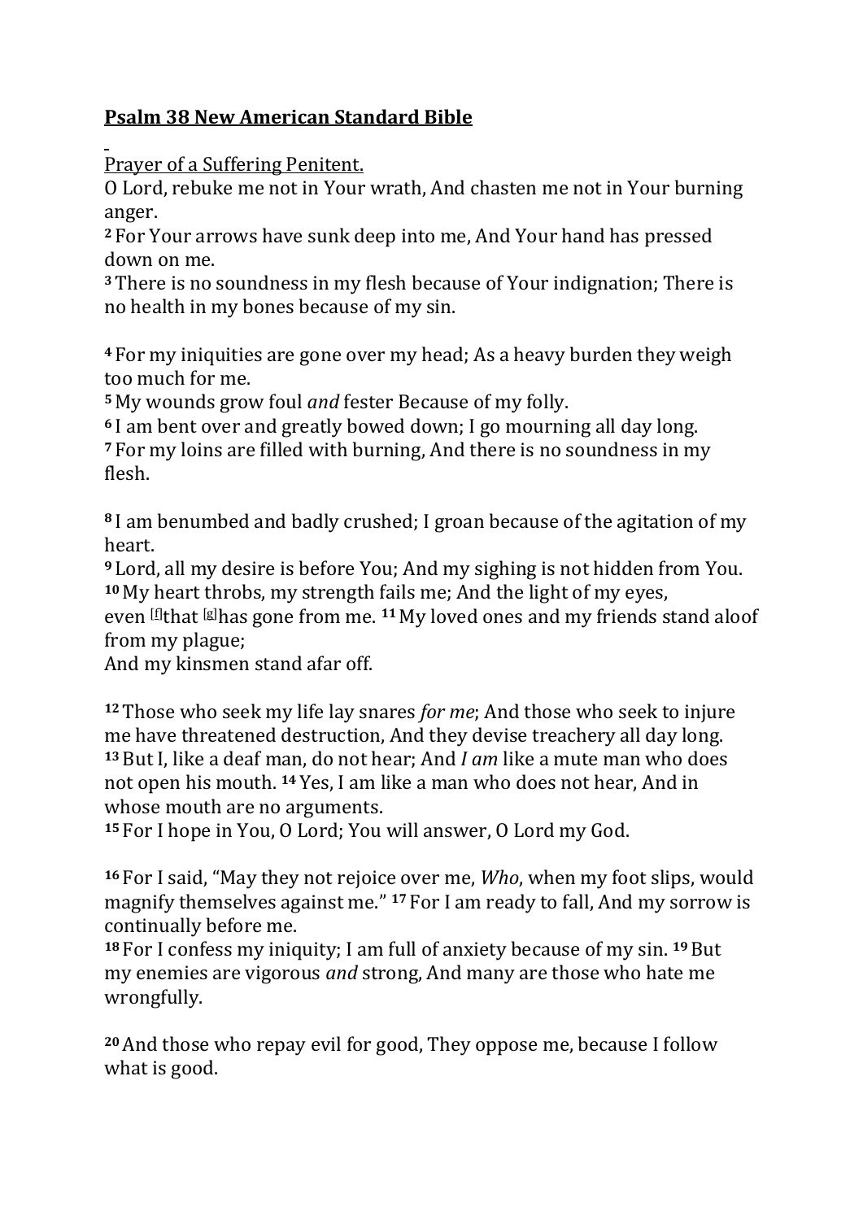**Psalm 38 New American Standard Bible**

Prayer of a Suffering Penitent.

O Lord, rebuke me not in Your wrath, And chasten me not in Your burning anger.
[2] For Your arrows have sunk deep into me, And Your hand has pressed down on me.
[3] There is no soundness in my flesh because of Your indignation; There is no health in my bones because of my sin.

[4] For my iniquities are gone over my head; As a heavy burden they weigh too much for me.
[5] My wounds grow foul *and* fester Because of my folly.
[6] I am bent over and greatly bowed down; I go mourning all day long.
[7] For my loins are filled with burning, And there is no soundness in my flesh.

[8] I am benumbed and badly crushed; I groan because of the agitation of my heart.
[9] Lord, all my desire is before You; And my sighing is not hidden from You.
[10] My heart throbs, my strength fails me; And the light of my eyes, even [f]that [g]has gone from me. [11] My loved ones and my friends stand aloof from my plague;
And my kinsmen stand afar off.

[12] Those who seek my life lay snares *for me*; And those who seek to injure me have threatened destruction, And they devise treachery all day long.
[13] But I, like a deaf man, do not hear; And *I am* like a mute man who does not open his mouth. [14] Yes, I am like a man who does not hear, And in whose mouth are no arguments.
[15] For I hope in You, O Lord; You will answer, O Lord my God.

[16] For I said, "May they not rejoice over me, *Who*, when my foot slips, would magnify themselves against me." [17] For I am ready to fall, And my sorrow is continually before me.
[18] For I confess my iniquity; I am full of anxiety because of my sin. [19] But my enemies are vigorous *and* strong, And many are those who hate me wrongfully.

[20] And those who repay evil for good, They oppose me, because I follow what is good.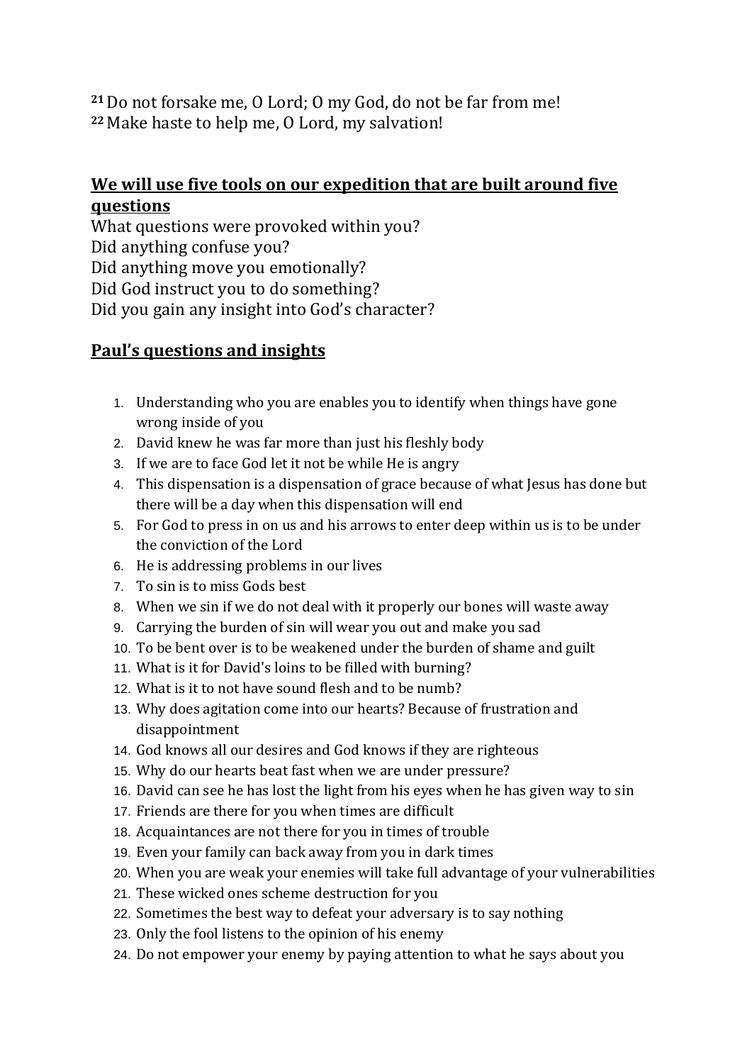[21] Do not forsake me, O Lord; O my God, do not be far from me!
[22] Make haste to help me, O Lord, my salvation!

## We will use five tools on our expedition that are built around five questions

What questions were provoked within you?
Did anything confuse you?
Did anything move you emotionally?
Did God instruct you to do something?
Did you gain any insight into God's character?

## Paul's questions and insights

1. Understanding who you are enables you to identify when things have gone wrong inside of you
2. David knew he was far more than just his fleshly body
3. If we are to face God let it not be while He is angry
4. This dispensation is a dispensation of grace because of what Jesus has done but there will be a day when this dispensation will end
5. For God to press in on us and his arrows to enter deep within us is to be under the conviction of the Lord
6. He is addressing problems in our lives
7. To sin is to miss Gods best
8. When we sin if we do not deal with it properly our bones will waste away
9. Carrying the burden of sin will wear you out and make you sad
10. To be bent over is to be weakened under the burden of shame and guilt
11. What is it for David's loins to be filled with burning?
12. What is it to not have sound flesh and to be numb?
13. Why does agitation come into our hearts? Because of frustration and disappointment
14. God knows all our desires and God knows if they are righteous
15. Why do our hearts beat fast when we are under pressure?
16. David can see he has lost the light from his eyes when he has given way to sin
17. Friends are there for you when times are difficult
18. Acquaintances are not there for you in times of trouble
19. Even your family can back away from you in dark times
20. When you are weak your enemies will take full advantage of your vulnerabilities
21. These wicked ones scheme destruction for you
22. Sometimes the best way to defeat your adversary is to say nothing
23. Only the fool listens to the opinion of his enemy
24. Do not empower your enemy by paying attention to what he says about you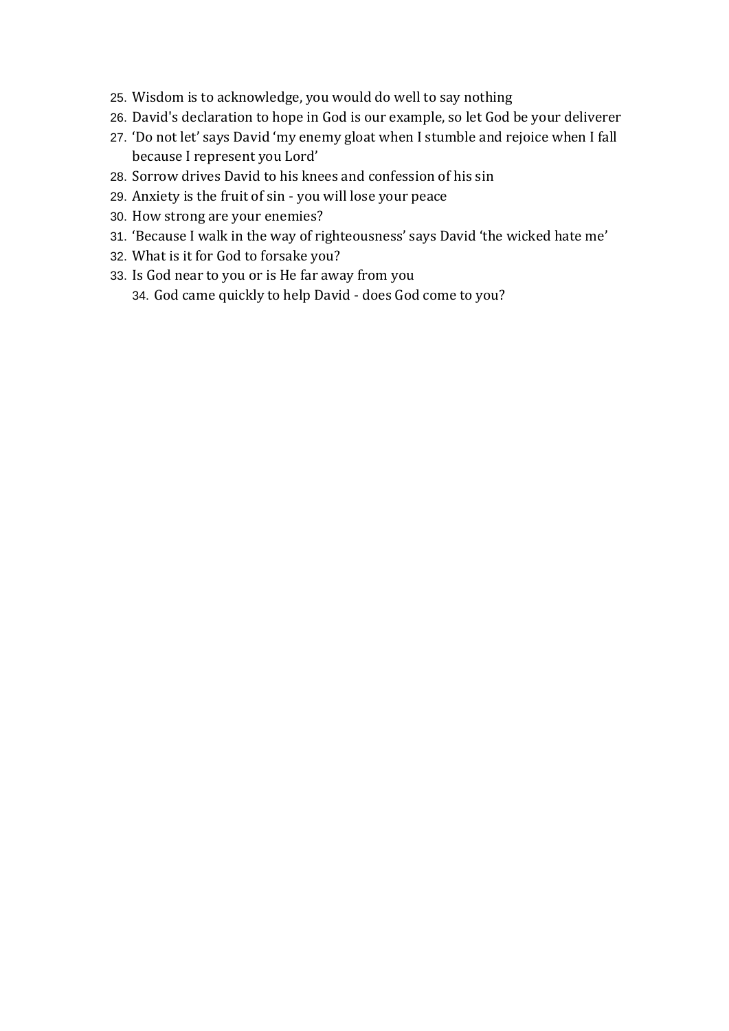25. Wisdom is to acknowledge, you would do well to say nothing
26. David's declaration to hope in God is our example, so let God be your deliverer
27. ‘Do not let’ says David ‘my enemy gloat when I stumble and rejoice when I fall because I represent you Lord’
28. Sorrow drives David to his knees and confession of his sin
29. Anxiety is the fruit of sin - you will lose your peace
30. How strong are your enemies?
31. ‘Because I walk in the way of righteousness’ says David ‘the wicked hate me’
32. What is it for God to forsake you?
33. Is God near to you or is He far away from you
34. God came quickly to help David - does God come to you?